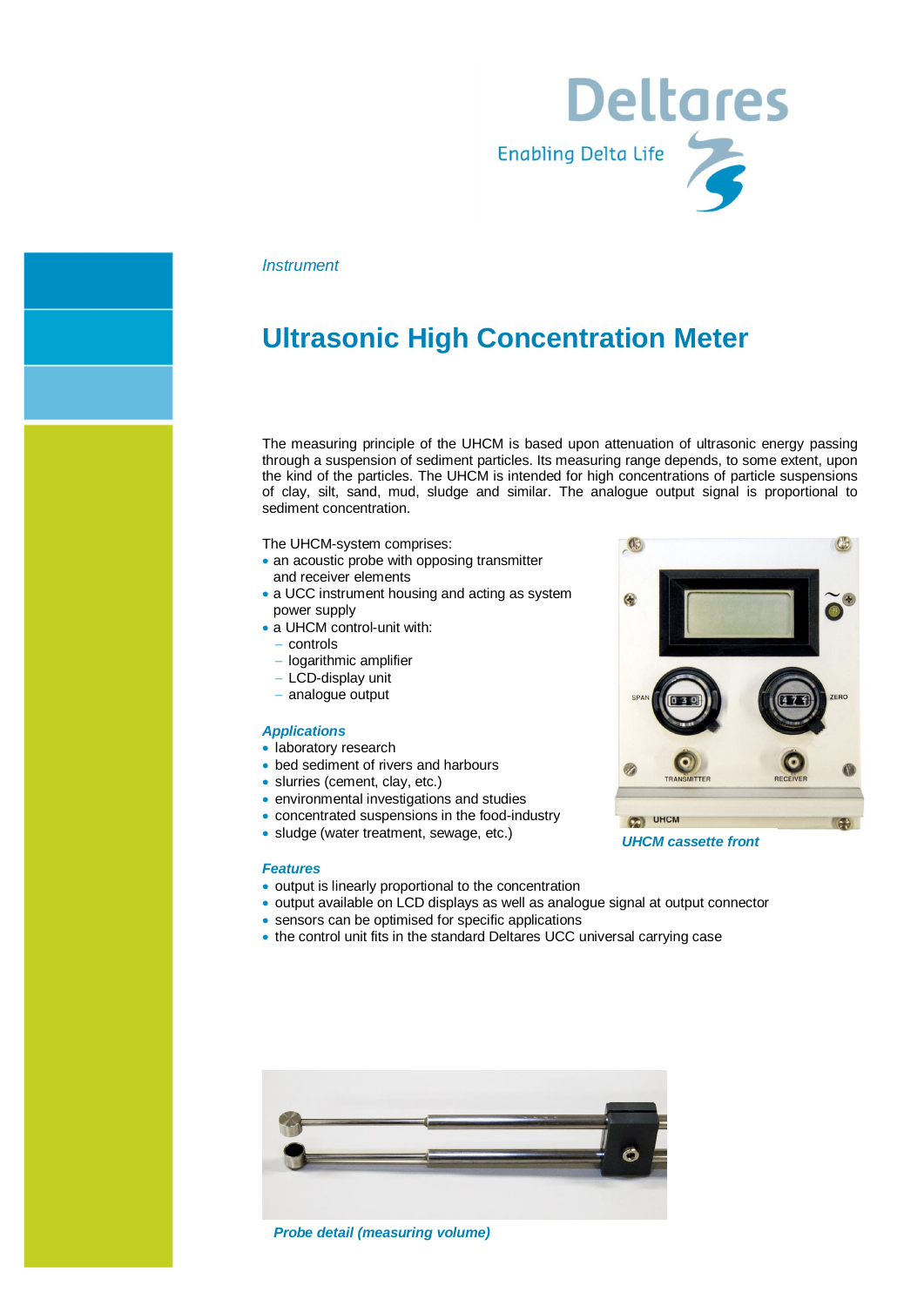Deltares

Enabling Delta Life

*Instrument*

# Ultrasonic High Concentration Meter

The measuring principle of the UHCM is based upon attenuation of ultrasonic energy passing through a suspension of sediment particles. Its measuring range depends, to some extent, upon the kind of the particles. The UHCM is intended for high concentrations of particle suspensions of clay, silt, sand, mud, sludge and similar. The analogue output signal is proportional to sediment concentration.

The UHCM-system comprises:

- an acoustic probe with opposing transmitter and receiver elements
- a UCC instrument housing and acting as system power supply
- a UHCM control-unit with:
  - controls
  - logarithmic amplifier
  - LCD-display unit
  - analogue output

### *Applications*

- laboratory research
- bed sediment of rivers and harbours
- slurries (cement, clay, etc.)
- environmental investigations and studies
- concentrated suspensions in the food-industry
- sludge (water treatment, sewage, etc.)

*UHCM cassette front*

### *Features*

- output is linearly proportional to the concentration
- output available on LCD displays as well as analogue signal at output connector
- sensors can be optimised for specific applications
- the control unit fits in the standard Deltares UCC universal carrying case

*Probe detail (measuring volume)*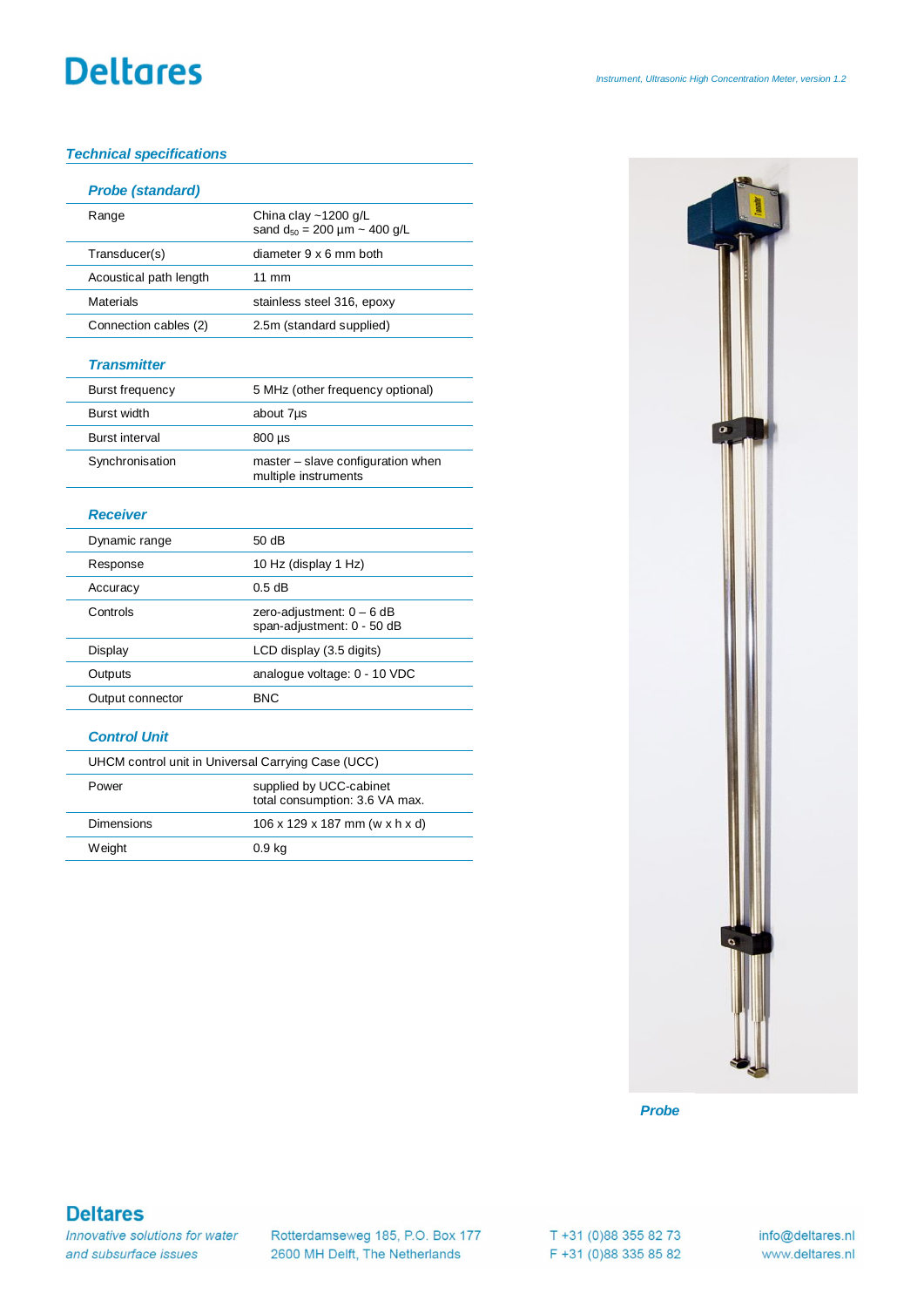## *Technical specifications*

### *Probe (standard)*

| | |
|---|---|
| Range | China clay ~1200 g/L<br>sand $d_{50}$ = 200 µm ~ 400 g/L |
| Transducer(s) | diameter 9 x 6 mm both |
| Acoustical path length | 11 mm |
| Materials | stainless steel 316, epoxy |
| Connection cables (2) | 2.5m (standard supplied) |

### *Transmitter*

| | |
|---|---|
| Burst frequency | 5 MHz (other frequency optional) |
| Burst width | about 7µs |
| Burst interval | 800 µs |
| Synchronisation | master – slave configuration when multiple instruments |

### *Receiver*

| | |
|---|---|
| Dynamic range | 50 dB |
| Response | 10 Hz (display 1 Hz) |
| Accuracy | 0.5 dB |
| Controls | zero-adjustment: 0 – 6 dB<br>span-adjustment: 0 - 50 dB |
| Display | LCD display (3.5 digits) |
| Outputs | analogue voltage: 0 - 10 VDC |
| Output connector | BNC |

### *Control Unit*

| | |
|---|---|
| UHCM control unit in Universal Carrying Case (UCC) | |
| Power | supplied by UCC-cabinet<br>total consumption: 3.6 VA max. |
| Dimensions | 106 x 129 x 187 mm (w x h x d) |
| Weight | 0.9 kg |

*Probe*